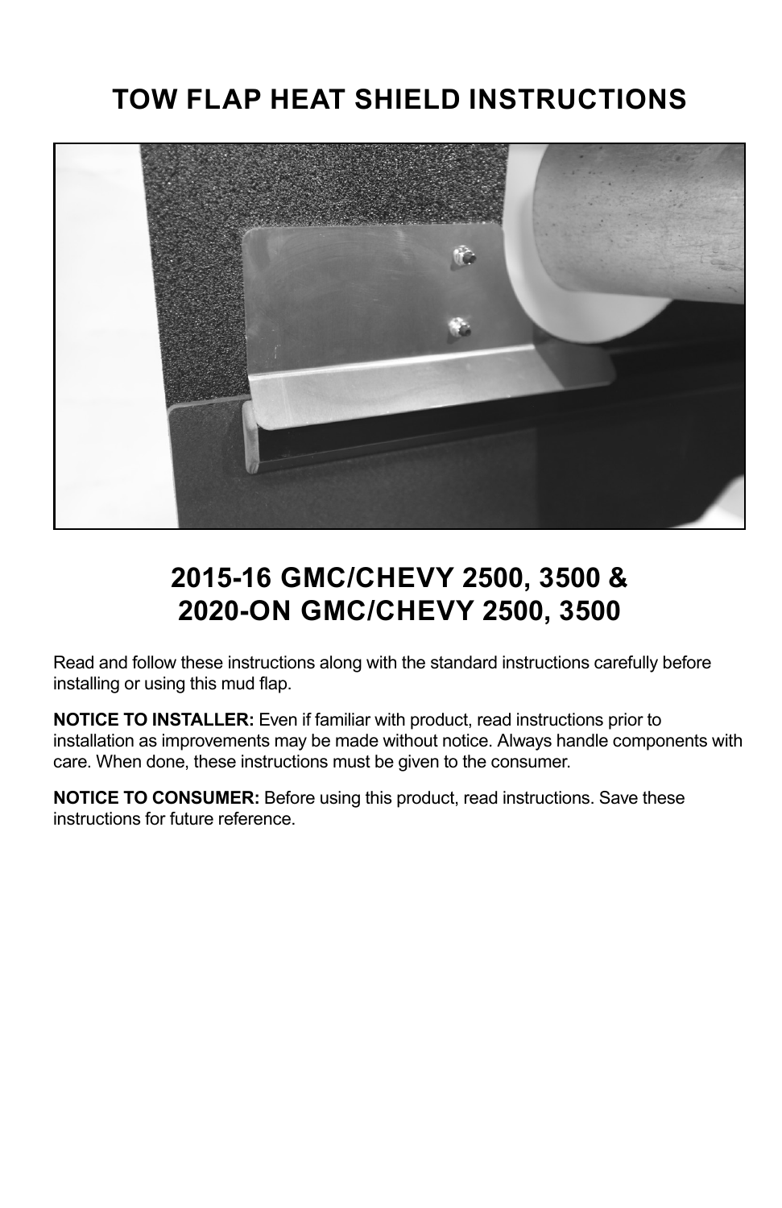# TOW FLAP HEAT SHIELD INSTRUCTIONS

## 2015-16 GMC/CHEVY 2500, 3500 &
## 2020-ON GMC/CHEVY 2500, 3500

Read and follow these instructions along with the standard instructions carefully before installing or using this mud flap.

**NOTICE TO INSTALLER:** Even if familiar with product, read instructions prior to installation as improvements may be made without notice. Always handle components with care. When done, these instructions must be given to the consumer.

**NOTICE TO CONSUMER:** Before using this product, read instructions. Save these instructions for future reference.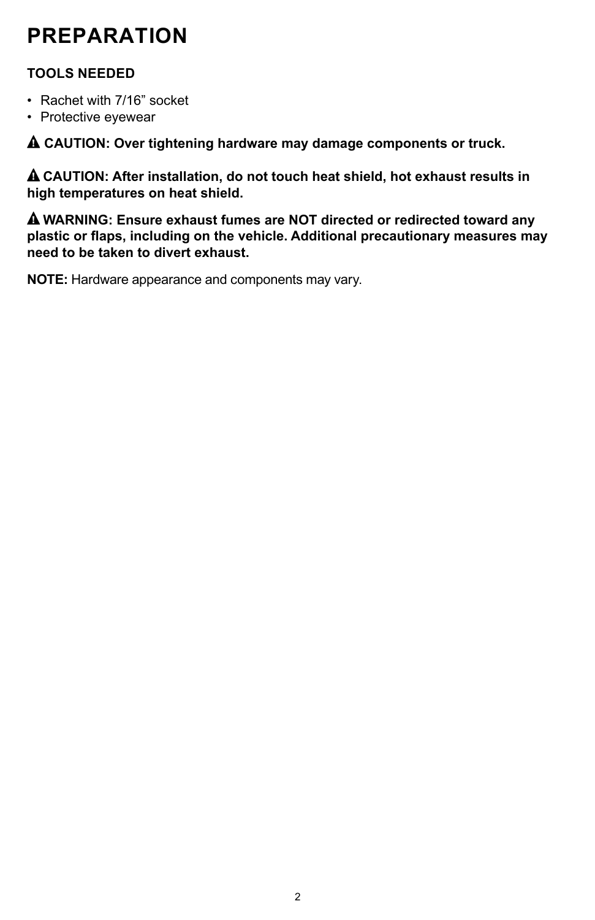# PREPARATION

**TOOLS NEEDED**

- Rachet with 7/16” socket
- Protective eyewear

**⚠ CAUTION: Over tightening hardware may damage components or truck.**

**⚠ CAUTION: After installation, do not touch heat shield, hot exhaust results in high temperatures on heat shield.**

**⚠ WARNING: Ensure exhaust fumes are NOT directed or redirected toward any plastic or flaps, including on the vehicle. Additional precautionary measures may need to be taken to divert exhaust.**

**NOTE:** Hardware appearance and components may vary.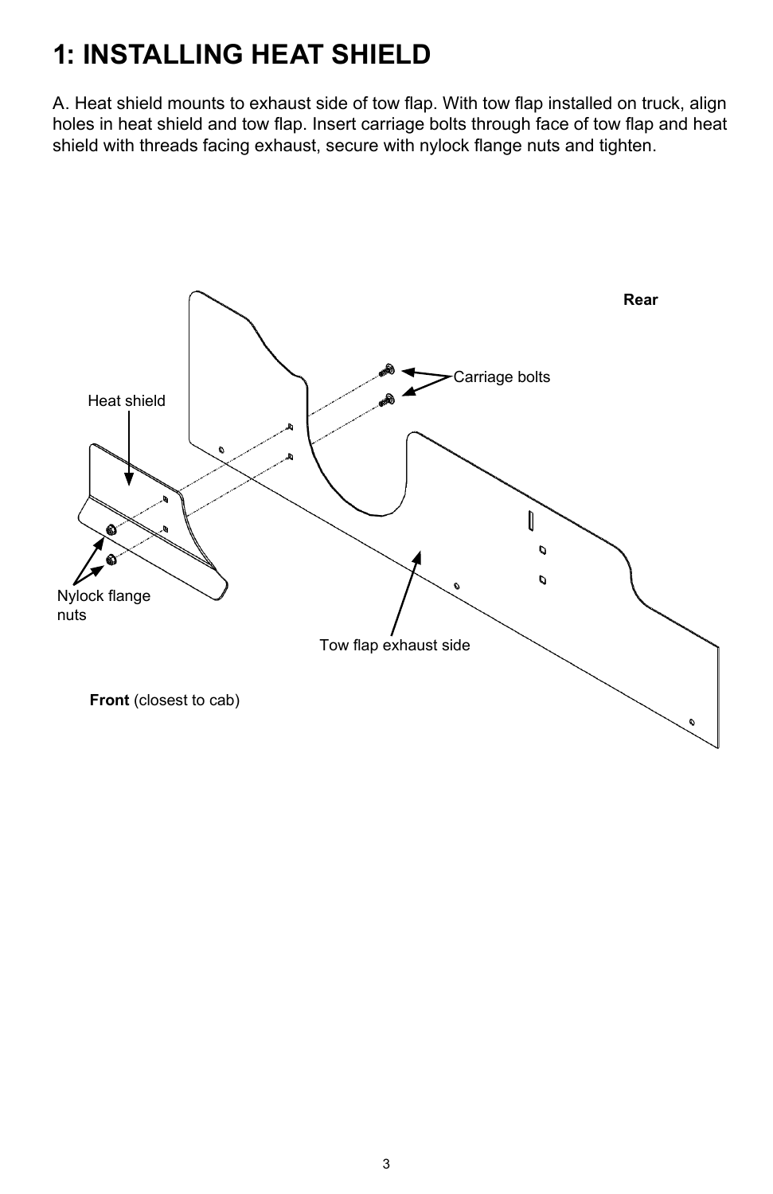# 1: INSTALLING HEAT SHIELD

A. Heat shield mounts to exhaust side of tow flap. With tow flap installed on truck, align holes in heat shield and tow flap. Insert carriage bolts through face of tow flap and heat shield with threads facing exhaust, secure with nylock flange nuts and tighten.

Rear

Carriage bolts

Heat shield

Nylock flange nuts

Tow flap exhaust side

**Front** (closest to cab)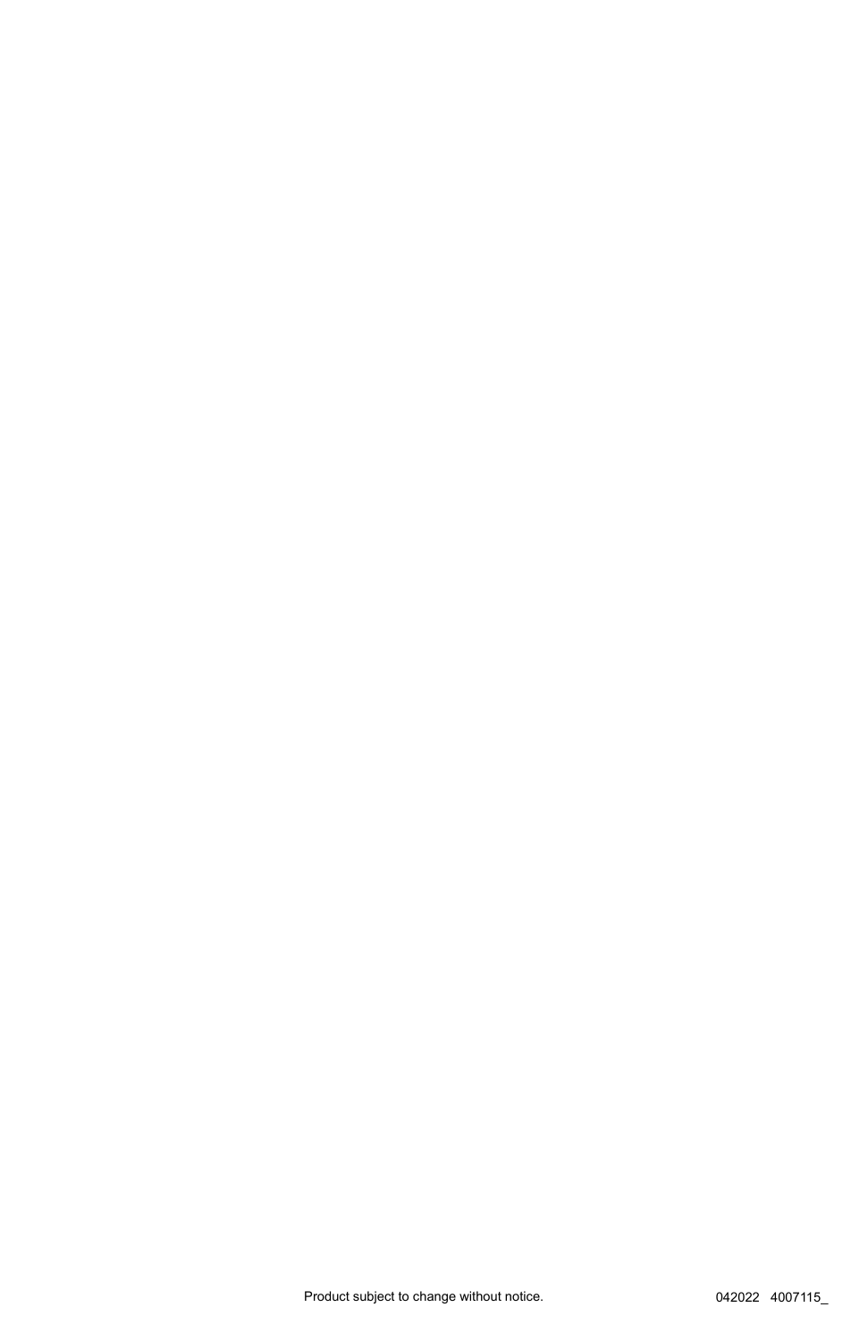Product subject to change without notice.

042022 4007115_